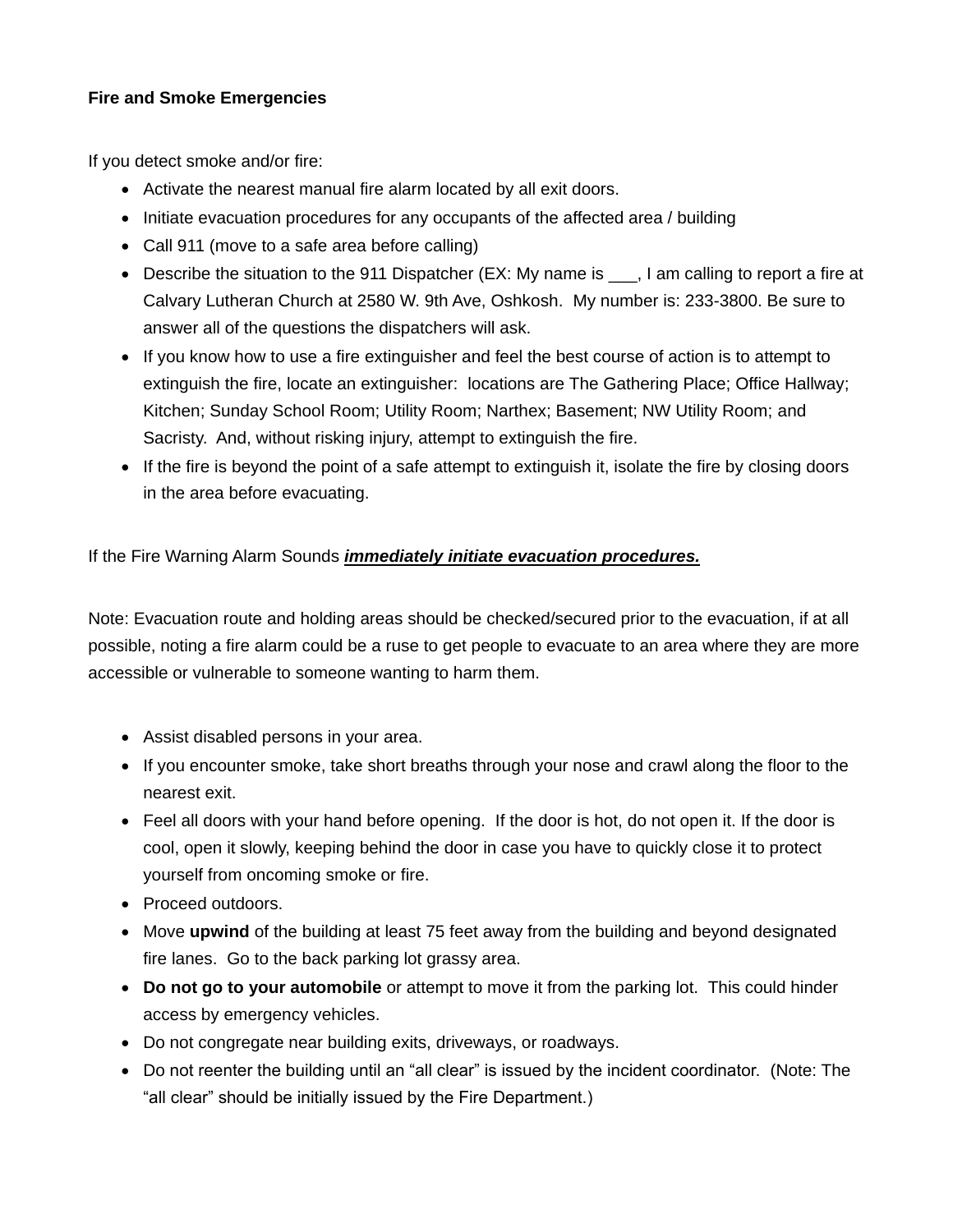**Fire and Smoke Emergencies**

If you detect smoke and/or fire:

- Activate the nearest manual fire alarm located by all exit doors.
- Initiate evacuation procedures for any occupants of the affected area / building
- Call 911 (move to a safe area before calling)
- Describe the situation to the 911 Dispatcher (EX: My name is ___, I am calling to report a fire at Calvary Lutheran Church at 2580 W. 9th Ave, Oshkosh. My number is: 233-3800. Be sure to answer all of the questions the dispatchers will ask.
- If you know how to use a fire extinguisher and feel the best course of action is to attempt to extinguish the fire, locate an extinguisher: locations are The Gathering Place; Office Hallway; Kitchen; Sunday School Room; Utility Room; Narthex; Basement; NW Utility Room; and Sacristy. And, without risking injury, attempt to extinguish the fire.
- If the fire is beyond the point of a safe attempt to extinguish it, isolate the fire by closing doors in the area before evacuating.

If the Fire Warning Alarm Sounds ***immediately initiate evacuation procedures.***

Note: Evacuation route and holding areas should be checked/secured prior to the evacuation, if at all possible, noting a fire alarm could be a ruse to get people to evacuate to an area where they are more accessible or vulnerable to someone wanting to harm them.

- Assist disabled persons in your area.
- If you encounter smoke, take short breaths through your nose and crawl along the floor to the nearest exit.
- Feel all doors with your hand before opening. If the door is hot, do not open it. If the door is cool, open it slowly, keeping behind the door in case you have to quickly close it to protect yourself from oncoming smoke or fire.
- Proceed outdoors.
- Move **upwind** of the building at least 75 feet away from the building and beyond designated fire lanes. Go to the back parking lot grassy area.
- **Do not go to your automobile** or attempt to move it from the parking lot. This could hinder access by emergency vehicles.
- Do not congregate near building exits, driveways, or roadways.
- Do not reenter the building until an "all clear" is issued by the incident coordinator. (Note: The "all clear" should be initially issued by the Fire Department.)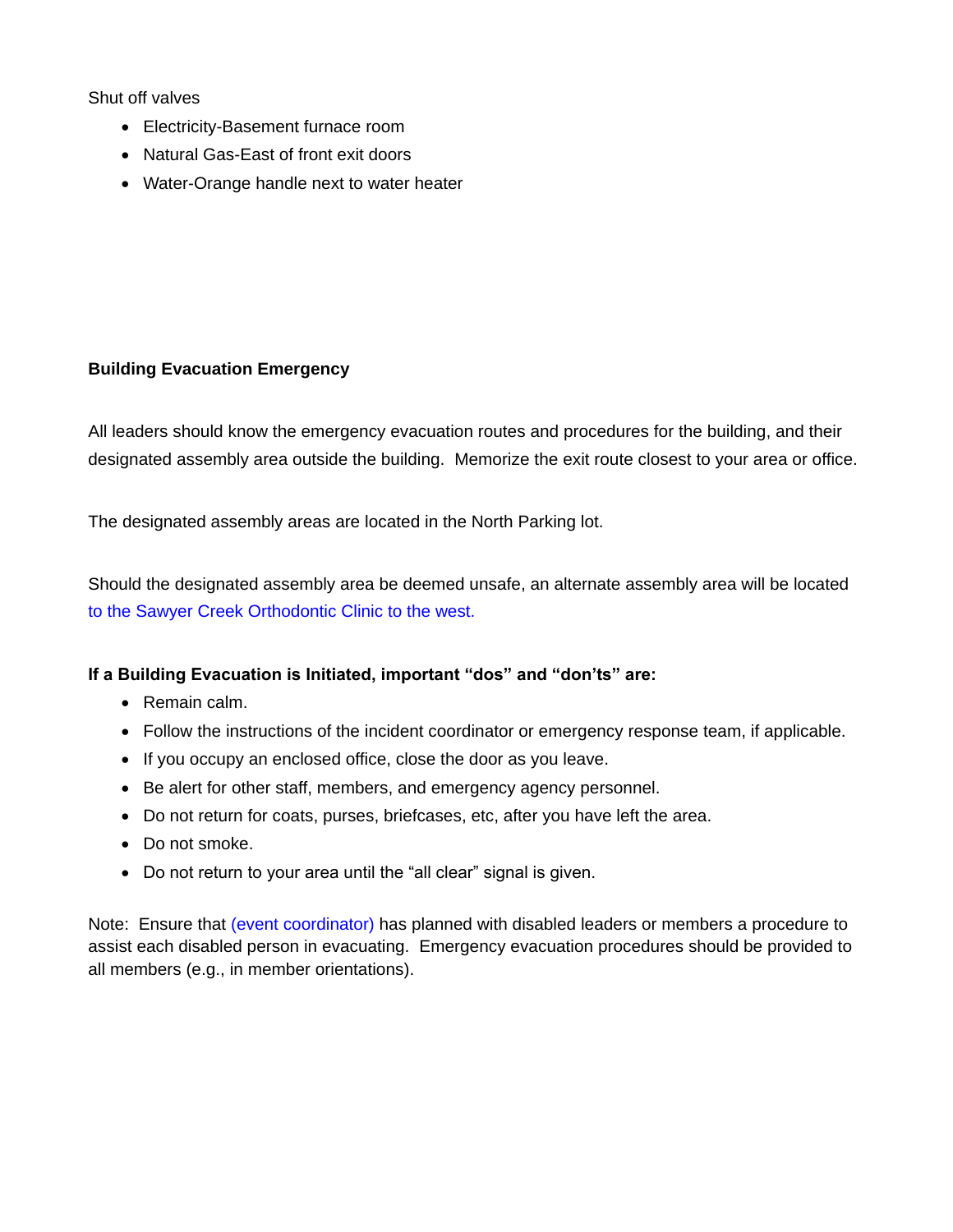Shut off valves

- Electricity-Basement furnace room
- Natural Gas-East of front exit doors
- Water-Orange handle next to water heater

**Building Evacuation Emergency**

All leaders should know the emergency evacuation routes and procedures for the building, and their designated assembly area outside the building. Memorize the exit route closest to your area or office.

The designated assembly areas are located in the North Parking lot.

Should the designated assembly area be deemed unsafe, an alternate assembly area will be located to the Sawyer Creek Orthodontic Clinic to the west.

**If a Building Evacuation is Initiated, important "dos" and "don'ts" are:**

- Remain calm.
- Follow the instructions of the incident coordinator or emergency response team, if applicable.
- If you occupy an enclosed office, close the door as you leave.
- Be alert for other staff, members, and emergency agency personnel.
- Do not return for coats, purses, briefcases, etc, after you have left the area.
- Do not smoke.
- Do not return to your area until the "all clear" signal is given.

Note: Ensure that (event coordinator) has planned with disabled leaders or members a procedure to assist each disabled person in evacuating. Emergency evacuation procedures should be provided to all members (e.g., in member orientations).